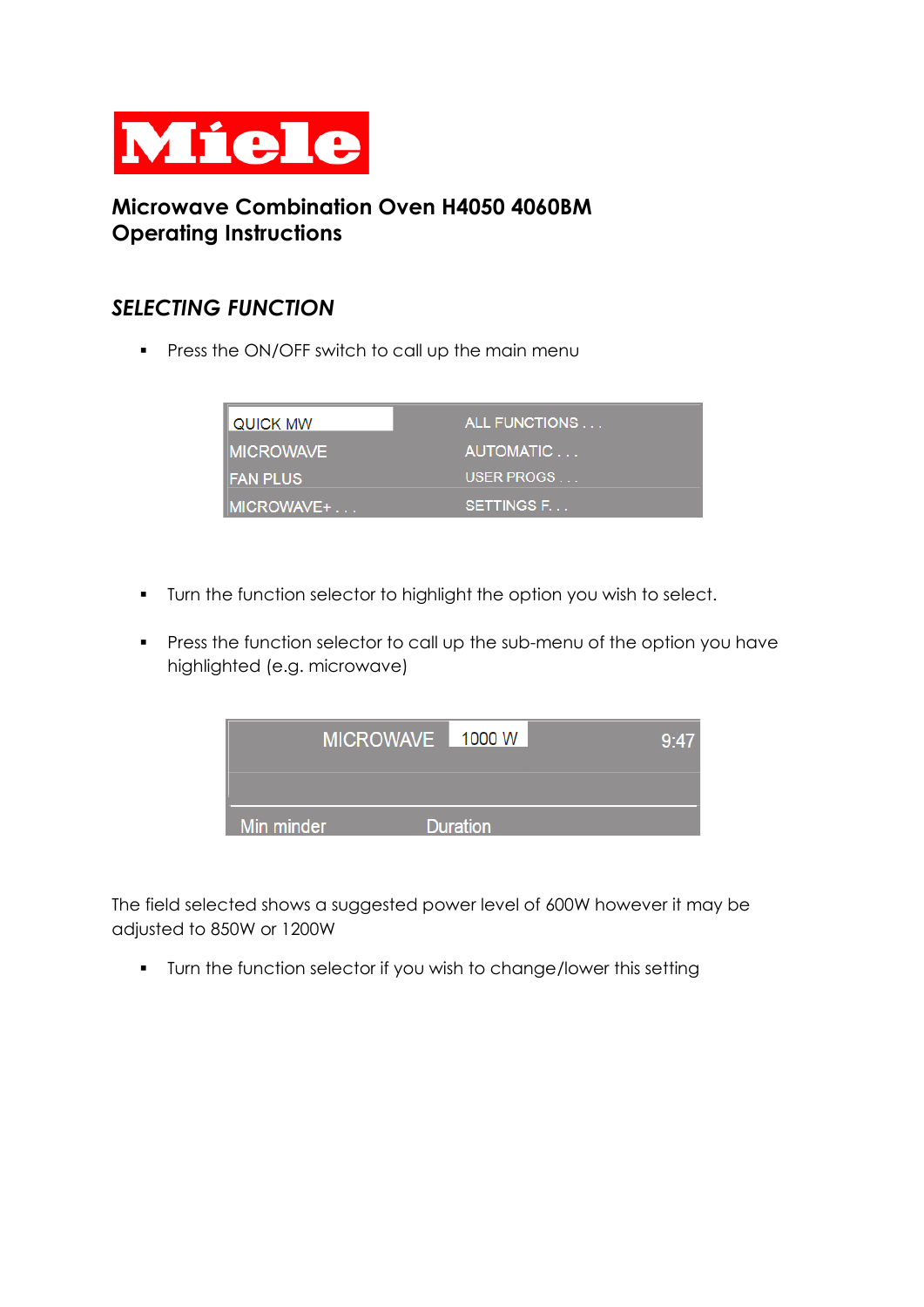# Miele

## Microwave Combination Oven H4050 4060BM
## Operating Instructions

### *SELECTING FUNCTION*

- Press the ON/OFF switch to call up the main menu

| QUICK MW | ALL FUNCTIONS . . . |
|---|---|
| MICROWAVE | AUTOMATIC . . . |
| FAN PLUS | USER PROGS . . . |
| MICROWAVE+ . . . | SETTINGS F. . . |

- Turn the function selector to highlight the option you wish to select.

- Press the function selector to call up the sub-menu of the option you have highlighted (e.g. microwave)

| MICROWAVE | 1000 W | 9:47 |
|---|---|---|
| Min minder | Duration | |

The field selected shows a suggested power level of 600W however it may be adjusted to 850W or 1200W

- Turn the function selector if you wish to change/lower this setting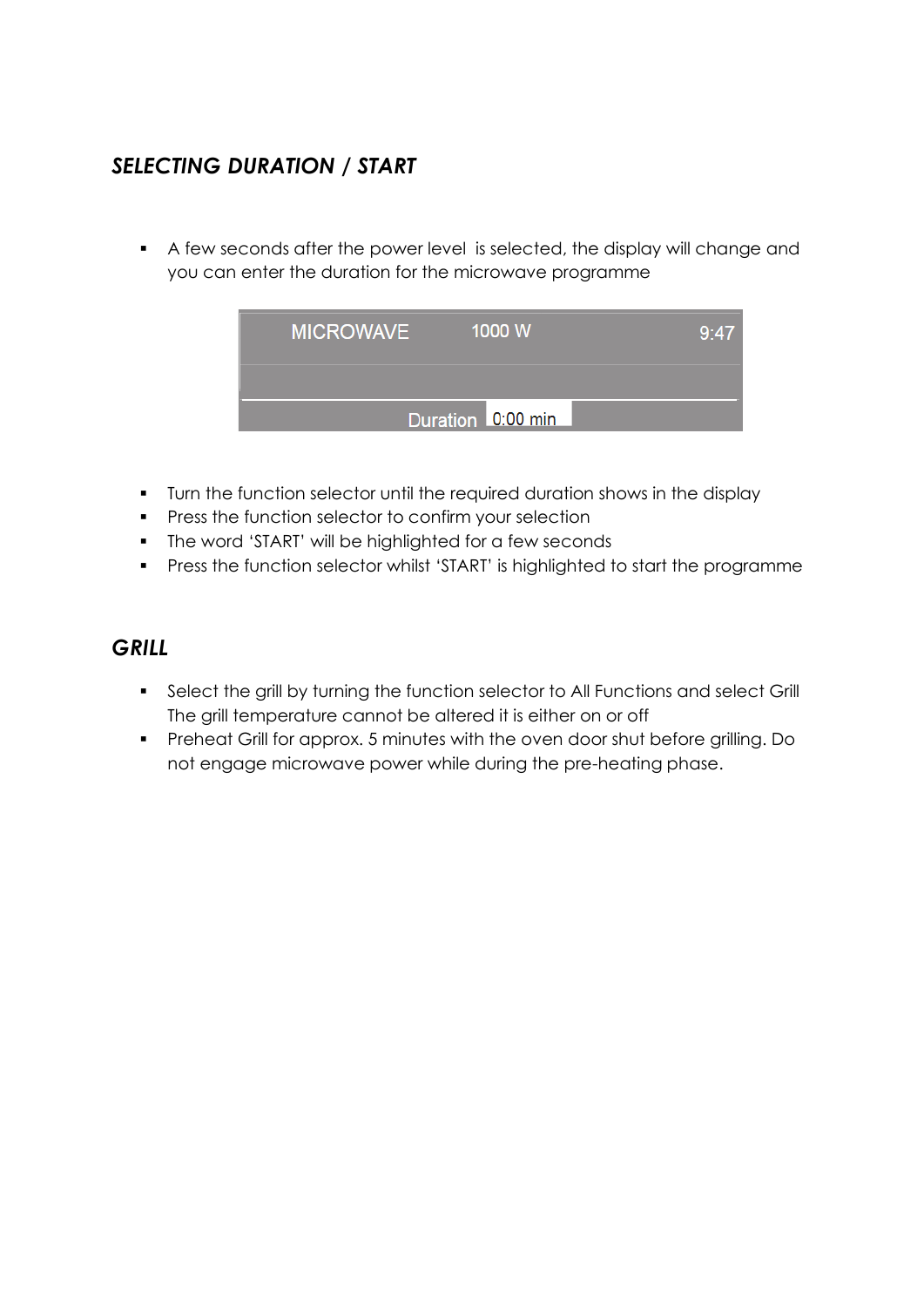## *SELECTING DURATION / START*

- A few seconds after the power level is selected, the display will change and you can enter the duration for the microwave programme

MICROWAVE 1000 W 9:47

Duration 0:00 min

- Turn the function selector until the required duration shows in the display
- Press the function selector to confirm your selection
- The word 'START' will be highlighted for a few seconds
- Press the function selector whilst 'START' is highlighted to start the programme

## *GRILL*

- Select the grill by turning the function selector to All Functions and select Grill The grill temperature cannot be altered it is either on or off
- Preheat Grill for approx. 5 minutes with the oven door shut before grilling. Do not engage microwave power while during the pre-heating phase.